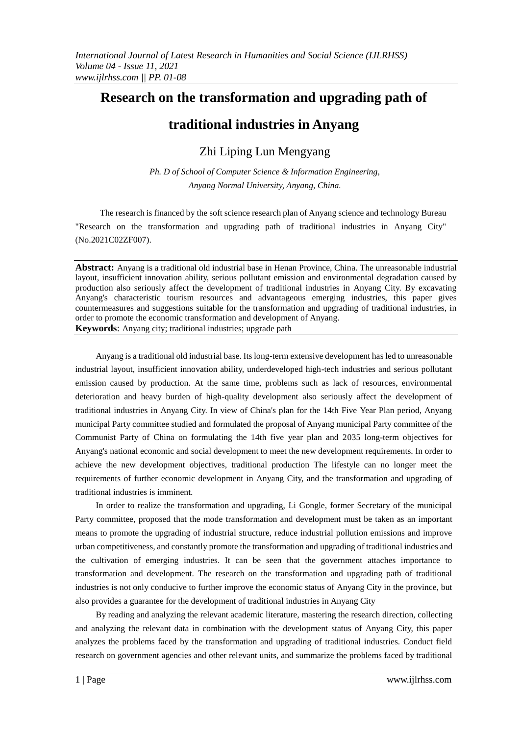# Research on the transformation and upgrading path of traditional industries in Anyang

Zhi Liping Lun Mengyang

*Ph. D of School of Computer Science & Information Engineering, Anyang Normal University, Anyang, China.*

The research is financed by the soft science research plan of Anyang science and technology Bureau "Research on the transformation and upgrading path of traditional industries in Anyang City" (No.2021C02ZF007).

---

**Abstract:** Anyang is a traditional old industrial base in Henan Province, China. The unreasonable industrial layout, insufficient innovation ability, serious pollutant emission and environmental degradation caused by production also seriously affect the development of traditional industries in Anyang City. By excavating Anyang's characteristic tourism resources and advantageous emerging industries, this paper gives countermeasures and suggestions suitable for the transformation and upgrading of traditional industries, in order to promote the economic transformation and development of Anyang.

**Keywords**: Anyang city; traditional industries; upgrade path

---

Anyang is a traditional old industrial base. Its long-term extensive development has led to unreasonable industrial layout, insufficient innovation ability, underdeveloped high-tech industries and serious pollutant emission caused by production. At the same time, problems such as lack of resources, environmental deterioration and heavy burden of high-quality development also seriously affect the development of traditional industries in Anyang City. In view of China's plan for the 14th Five Year Plan period, Anyang municipal Party committee studied and formulated the proposal of Anyang municipal Party committee of the Communist Party of China on formulating the 14th five year plan and 2035 long-term objectives for Anyang's national economic and social development to meet the new development requirements. In order to achieve the new development objectives, traditional production The lifestyle can no longer meet the requirements of further economic development in Anyang City, and the transformation and upgrading of traditional industries is imminent.

In order to realize the transformation and upgrading, Li Gongle, former Secretary of the municipal Party committee, proposed that the mode transformation and development must be taken as an important means to promote the upgrading of industrial structure, reduce industrial pollution emissions and improve urban competitiveness, and constantly promote the transformation and upgrading of traditional industries and the cultivation of emerging industries. It can be seen that the government attaches importance to transformation and development. The research on the transformation and upgrading path of traditional industries is not only conducive to further improve the economic status of Anyang City in the province, but also provides a guarantee for the development of traditional industries in Anyang City

By reading and analyzing the relevant academic literature, mastering the research direction, collecting and analyzing the relevant data in combination with the development status of Anyang City, this paper analyzes the problems faced by the transformation and upgrading of traditional industries. Conduct field research on government agencies and other relevant units, and summarize the problems faced by traditional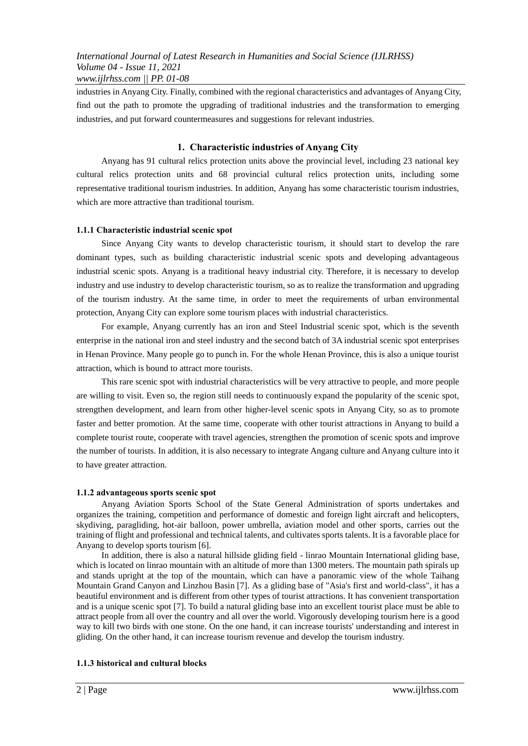industries in Anyang City. Finally, combined with the regional characteristics and advantages of Anyang City, find out the path to promote the upgrading of traditional industries and the transformation to emerging industries, and put forward countermeasures and suggestions for relevant industries.

## 1. Characteristic industries of Anyang City

Anyang has 91 cultural relics protection units above the provincial level, including 23 national key cultural relics protection units and 68 provincial cultural relics protection units, including some representative traditional tourism industries. In addition, Anyang has some characteristic tourism industries, which are more attractive than traditional tourism.

### 1.1.1 Characteristic industrial scenic spot

Since Anyang City wants to develop characteristic tourism, it should start to develop the rare dominant types, such as building characteristic industrial scenic spots and developing advantageous industrial scenic spots. Anyang is a traditional heavy industrial city. Therefore, it is necessary to develop industry and use industry to develop characteristic tourism, so as to realize the transformation and upgrading of the tourism industry. At the same time, in order to meet the requirements of urban environmental protection, Anyang City can explore some tourism places with industrial characteristics.

For example, Anyang currently has an iron and Steel Industrial scenic spot, which is the seventh enterprise in the national iron and steel industry and the second batch of 3A industrial scenic spot enterprises in Henan Province. Many people go to punch in. For the whole Henan Province, this is also a unique tourist attraction, which is bound to attract more tourists.

This rare scenic spot with industrial characteristics will be very attractive to people, and more people are willing to visit. Even so, the region still needs to continuously expand the popularity of the scenic spot, strengthen development, and learn from other higher-level scenic spots in Anyang City, so as to promote faster and better promotion. At the same time, cooperate with other tourist attractions in Anyang to build a complete tourist route, cooperate with travel agencies, strengthen the promotion of scenic spots and improve the number of tourists. In addition, it is also necessary to integrate Angang culture and Anyang culture into it to have greater attraction.

### 1.1.2 advantageous sports scenic spot

Anyang Aviation Sports School of the State General Administration of sports undertakes and organizes the training, competition and performance of domestic and foreign light aircraft and helicopters, skydiving, paragliding, hot-air balloon, power umbrella, aviation model and other sports, carries out the training of flight and professional and technical talents, and cultivates sports talents. It is a favorable place for Anyang to develop sports tourism [6].

In addition, there is also a natural hillside gliding field - linrao Mountain International gliding base, which is located on linrao mountain with an altitude of more than 1300 meters. The mountain path spirals up and stands upright at the top of the mountain, which can have a panoramic view of the whole Taihang Mountain Grand Canyon and Linzhou Basin [7]. As a gliding base of "Asia's first and world-class", it has a beautiful environment and is different from other types of tourist attractions. It has convenient transportation and is a unique scenic spot [7]. To build a natural gliding base into an excellent tourist place must be able to attract people from all over the country and all over the world. Vigorously developing tourism here is a good way to kill two birds with one stone. On the one hand, it can increase tourists' understanding and interest in gliding. On the other hand, it can increase tourism revenue and develop the tourism industry.

### 1.1.3 historical and cultural blocks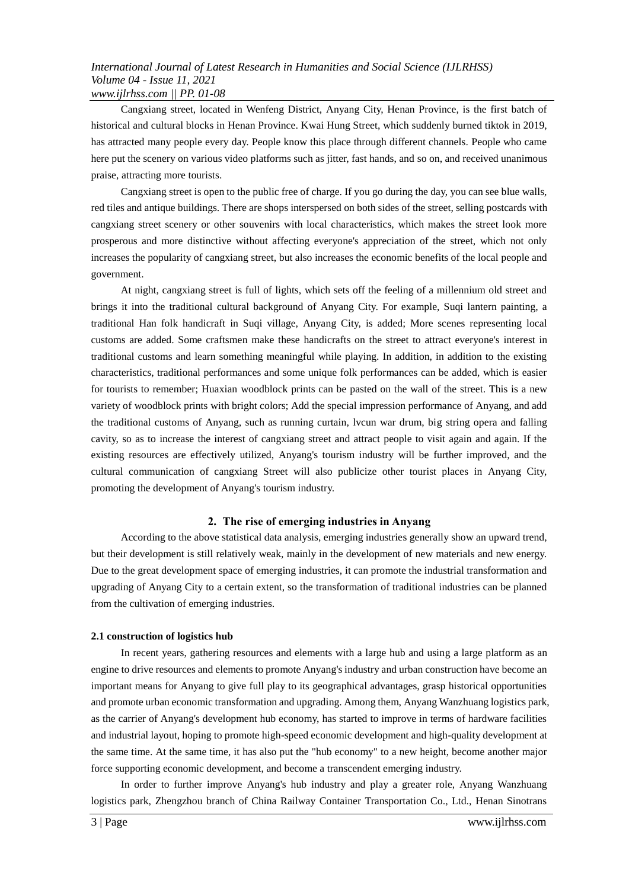Cangxiang street, located in Wenfeng District, Anyang City, Henan Province, is the first batch of historical and cultural blocks in Henan Province. Kwai Hung Street, which suddenly burned tiktok in 2019, has attracted many people every day. People know this place through different channels. People who came here put the scenery on various video platforms such as jitter, fast hands, and so on, and received unanimous praise, attracting more tourists.

Cangxiang street is open to the public free of charge. If you go during the day, you can see blue walls, red tiles and antique buildings. There are shops interspersed on both sides of the street, selling postcards with cangxiang street scenery or other souvenirs with local characteristics, which makes the street look more prosperous and more distinctive without affecting everyone's appreciation of the street, which not only increases the popularity of cangxiang street, but also increases the economic benefits of the local people and government.

At night, cangxiang street is full of lights, which sets off the feeling of a millennium old street and brings it into the traditional cultural background of Anyang City. For example, Suqi lantern painting, a traditional Han folk handicraft in Suqi village, Anyang City, is added; More scenes representing local customs are added. Some craftsmen make these handicrafts on the street to attract everyone's interest in traditional customs and learn something meaningful while playing. In addition, in addition to the existing characteristics, traditional performances and some unique folk performances can be added, which is easier for tourists to remember; Huaxian woodblock prints can be pasted on the wall of the street. This is a new variety of woodblock prints with bright colors; Add the special impression performance of Anyang, and add the traditional customs of Anyang, such as running curtain, lvcun war drum, big string opera and falling cavity, so as to increase the interest of cangxiang street and attract people to visit again and again. If the existing resources are effectively utilized, Anyang's tourism industry will be further improved, and the cultural communication of cangxiang Street will also publicize other tourist places in Anyang City, promoting the development of Anyang's tourism industry.

## 2. The rise of emerging industries in Anyang

According to the above statistical data analysis, emerging industries generally show an upward trend, but their development is still relatively weak, mainly in the development of new materials and new energy. Due to the great development space of emerging industries, it can promote the industrial transformation and upgrading of Anyang City to a certain extent, so the transformation of traditional industries can be planned from the cultivation of emerging industries.

### 2.1 construction of logistics hub

In recent years, gathering resources and elements with a large hub and using a large platform as an engine to drive resources and elements to promote Anyang's industry and urban construction have become an important means for Anyang to give full play to its geographical advantages, grasp historical opportunities and promote urban economic transformation and upgrading. Among them, Anyang Wanzhuang logistics park, as the carrier of Anyang's development hub economy, has started to improve in terms of hardware facilities and industrial layout, hoping to promote high-speed economic development and high-quality development at the same time. At the same time, it has also put the "hub economy" to a new height, become another major force supporting economic development, and become a transcendent emerging industry.

In order to further improve Anyang's hub industry and play a greater role, Anyang Wanzhuang logistics park, Zhengzhou branch of China Railway Container Transportation Co., Ltd., Henan Sinotrans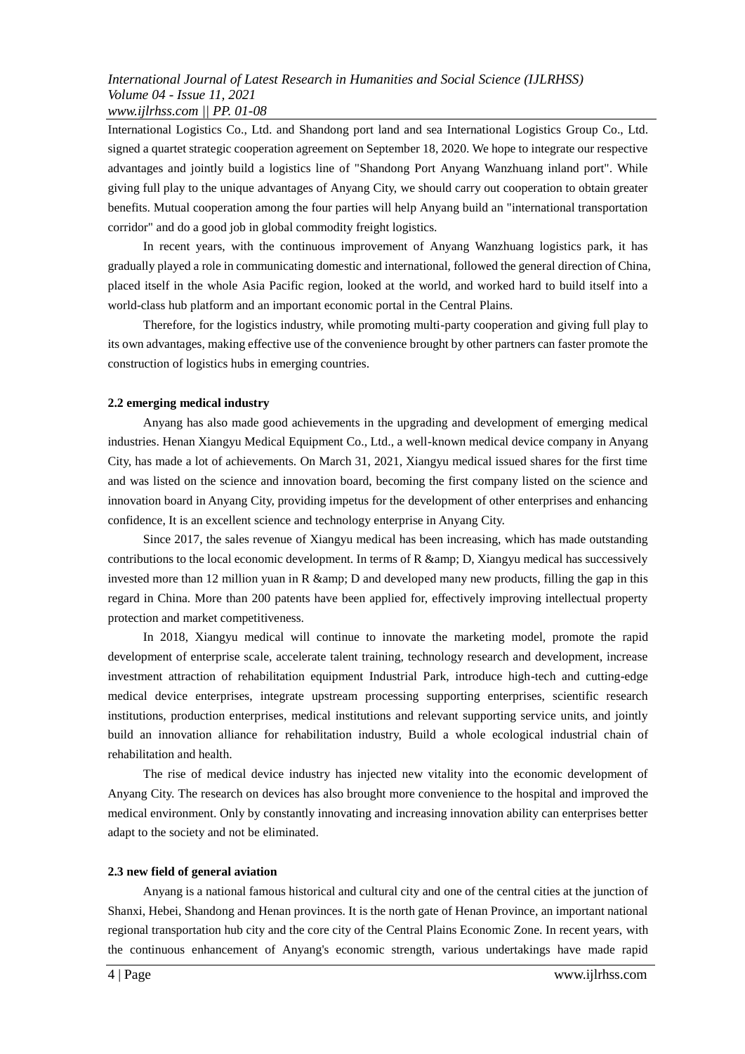International Logistics Co., Ltd. and Shandong port land and sea International Logistics Group Co., Ltd. signed a quartet strategic cooperation agreement on September 18, 2020. We hope to integrate our respective advantages and jointly build a logistics line of "Shandong Port Anyang Wanzhuang inland port". While giving full play to the unique advantages of Anyang City, we should carry out cooperation to obtain greater benefits. Mutual cooperation among the four parties will help Anyang build an "international transportation corridor" and do a good job in global commodity freight logistics.

In recent years, with the continuous improvement of Anyang Wanzhuang logistics park, it has gradually played a role in communicating domestic and international, followed the general direction of China, placed itself in the whole Asia Pacific region, looked at the world, and worked hard to build itself into a world-class hub platform and an important economic portal in the Central Plains.

Therefore, for the logistics industry, while promoting multi-party cooperation and giving full play to its own advantages, making effective use of the convenience brought by other partners can faster promote the construction of logistics hubs in emerging countries.

#### 2.2 emerging medical industry

Anyang has also made good achievements in the upgrading and development of emerging medical industries. Henan Xiangyu Medical Equipment Co., Ltd., a well-known medical device company in Anyang City, has made a lot of achievements. On March 31, 2021, Xiangyu medical issued shares for the first time and was listed on the science and innovation board, becoming the first company listed on the science and innovation board in Anyang City, providing impetus for the development of other enterprises and enhancing confidence, It is an excellent science and technology enterprise in Anyang City.

Since 2017, the sales revenue of Xiangyu medical has been increasing, which has made outstanding contributions to the local economic development. In terms of R &amp; D, Xiangyu medical has successively invested more than 12 million yuan in R &amp; D and developed many new products, filling the gap in this regard in China. More than 200 patents have been applied for, effectively improving intellectual property protection and market competitiveness.

In 2018, Xiangyu medical will continue to innovate the marketing model, promote the rapid development of enterprise scale, accelerate talent training, technology research and development, increase investment attraction of rehabilitation equipment Industrial Park, introduce high-tech and cutting-edge medical device enterprises, integrate upstream processing supporting enterprises, scientific research institutions, production enterprises, medical institutions and relevant supporting service units, and jointly build an innovation alliance for rehabilitation industry, Build a whole ecological industrial chain of rehabilitation and health.

The rise of medical device industry has injected new vitality into the economic development of Anyang City. The research on devices has also brought more convenience to the hospital and improved the medical environment. Only by constantly innovating and increasing innovation ability can enterprises better adapt to the society and not be eliminated.

#### 2.3 new field of general aviation

Anyang is a national famous historical and cultural city and one of the central cities at the junction of Shanxi, Hebei, Shandong and Henan provinces. It is the north gate of Henan Province, an important national regional transportation hub city and the core city of the Central Plains Economic Zone. In recent years, with the continuous enhancement of Anyang's economic strength, various undertakings have made rapid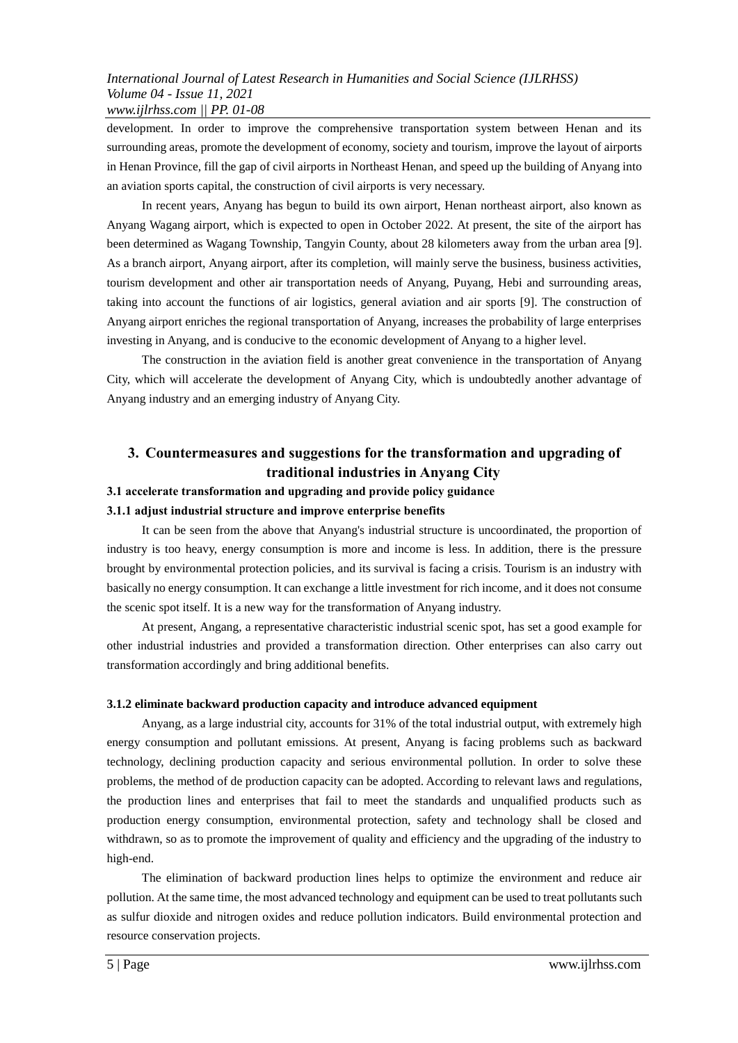development. In order to improve the comprehensive transportation system between Henan and its surrounding areas, promote the development of economy, society and tourism, improve the layout of airports in Henan Province, fill the gap of civil airports in Northeast Henan, and speed up the building of Anyang into an aviation sports capital, the construction of civil airports is very necessary.

In recent years, Anyang has begun to build its own airport, Henan northeast airport, also known as Anyang Wagang airport, which is expected to open in October 2022. At present, the site of the airport has been determined as Wagang Township, Tangyin County, about 28 kilometers away from the urban area [9]. As a branch airport, Anyang airport, after its completion, will mainly serve the business, business activities, tourism development and other air transportation needs of Anyang, Puyang, Hebi and surrounding areas, taking into account the functions of air logistics, general aviation and air sports [9]. The construction of Anyang airport enriches the regional transportation of Anyang, increases the probability of large enterprises investing in Anyang, and is conducive to the economic development of Anyang to a higher level.

The construction in the aviation field is another great convenience in the transportation of Anyang City, which will accelerate the development of Anyang City, which is undoubtedly another advantage of Anyang industry and an emerging industry of Anyang City.

## 3. Countermeasures and suggestions for the transformation and upgrading of traditional industries in Anyang City

### 3.1 accelerate transformation and upgrading and provide policy guidance

#### 3.1.1 adjust industrial structure and improve enterprise benefits

It can be seen from the above that Anyang's industrial structure is uncoordinated, the proportion of industry is too heavy, energy consumption is more and income is less. In addition, there is the pressure brought by environmental protection policies, and its survival is facing a crisis. Tourism is an industry with basically no energy consumption. It can exchange a little investment for rich income, and it does not consume the scenic spot itself. It is a new way for the transformation of Anyang industry.

At present, Angang, a representative characteristic industrial scenic spot, has set a good example for other industrial industries and provided a transformation direction. Other enterprises can also carry out transformation accordingly and bring additional benefits.

#### 3.1.2 eliminate backward production capacity and introduce advanced equipment

Anyang, as a large industrial city, accounts for 31% of the total industrial output, with extremely high energy consumption and pollutant emissions. At present, Anyang is facing problems such as backward technology, declining production capacity and serious environmental pollution. In order to solve these problems, the method of de production capacity can be adopted. According to relevant laws and regulations, the production lines and enterprises that fail to meet the standards and unqualified products such as production energy consumption, environmental protection, safety and technology shall be closed and withdrawn, so as to promote the improvement of quality and efficiency and the upgrading of the industry to high-end.

The elimination of backward production lines helps to optimize the environment and reduce air pollution. At the same time, the most advanced technology and equipment can be used to treat pollutants such as sulfur dioxide and nitrogen oxides and reduce pollution indicators. Build environmental protection and resource conservation projects.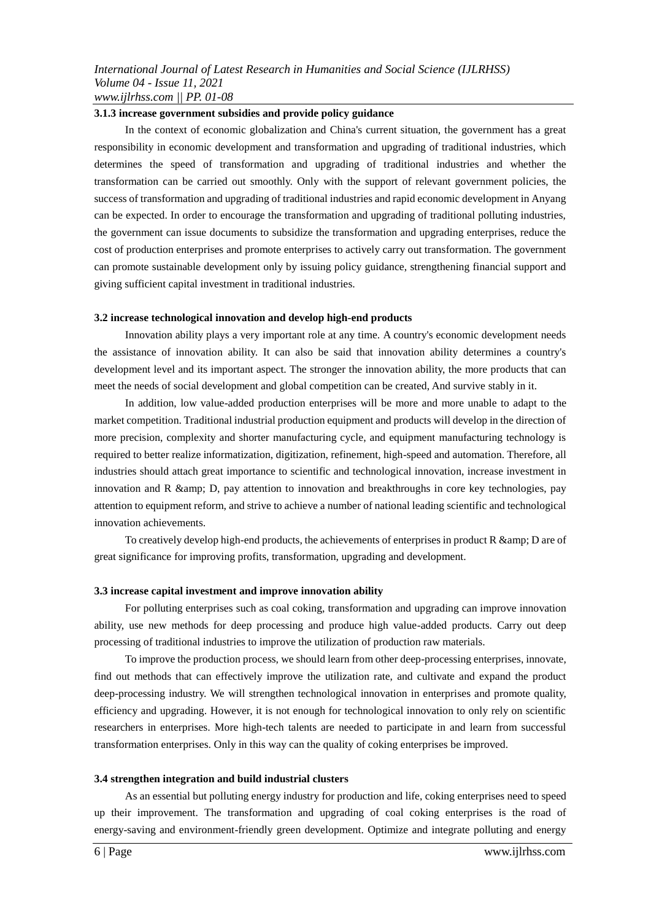#### 3.1.3 increase government subsidies and provide policy guidance

In the context of economic globalization and China's current situation, the government has a great responsibility in economic development and transformation and upgrading of traditional industries, which determines the speed of transformation and upgrading of traditional industries and whether the transformation can be carried out smoothly. Only with the support of relevant government policies, the success of transformation and upgrading of traditional industries and rapid economic development in Anyang can be expected. In order to encourage the transformation and upgrading of traditional polluting industries, the government can issue documents to subsidize the transformation and upgrading enterprises, reduce the cost of production enterprises and promote enterprises to actively carry out transformation. The government can promote sustainable development only by issuing policy guidance, strengthening financial support and giving sufficient capital investment in traditional industries.

### 3.2 increase technological innovation and develop high-end products

Innovation ability plays a very important role at any time. A country's economic development needs the assistance of innovation ability. It can also be said that innovation ability determines a country's development level and its important aspect. The stronger the innovation ability, the more products that can meet the needs of social development and global competition can be created, And survive stably in it.

In addition, low value-added production enterprises will be more and more unable to adapt to the market competition. Traditional industrial production equipment and products will develop in the direction of more precision, complexity and shorter manufacturing cycle, and equipment manufacturing technology is required to better realize informatization, digitization, refinement, high-speed and automation. Therefore, all industries should attach great importance to scientific and technological innovation, increase investment in innovation and R &amp; D, pay attention to innovation and breakthroughs in core key technologies, pay attention to equipment reform, and strive to achieve a number of national leading scientific and technological innovation achievements.

To creatively develop high-end products, the achievements of enterprises in product R &amp; D are of great significance for improving profits, transformation, upgrading and development.

### 3.3 increase capital investment and improve innovation ability

For polluting enterprises such as coal coking, transformation and upgrading can improve innovation ability, use new methods for deep processing and produce high value-added products. Carry out deep processing of traditional industries to improve the utilization of production raw materials.

To improve the production process, we should learn from other deep-processing enterprises, innovate, find out methods that can effectively improve the utilization rate, and cultivate and expand the product deep-processing industry. We will strengthen technological innovation in enterprises and promote quality, efficiency and upgrading. However, it is not enough for technological innovation to only rely on scientific researchers in enterprises. More high-tech talents are needed to participate in and learn from successful transformation enterprises. Only in this way can the quality of coking enterprises be improved.

### 3.4 strengthen integration and build industrial clusters

As an essential but polluting energy industry for production and life, coking enterprises need to speed up their improvement. The transformation and upgrading of coal coking enterprises is the road of energy-saving and environment-friendly green development. Optimize and integrate polluting and energy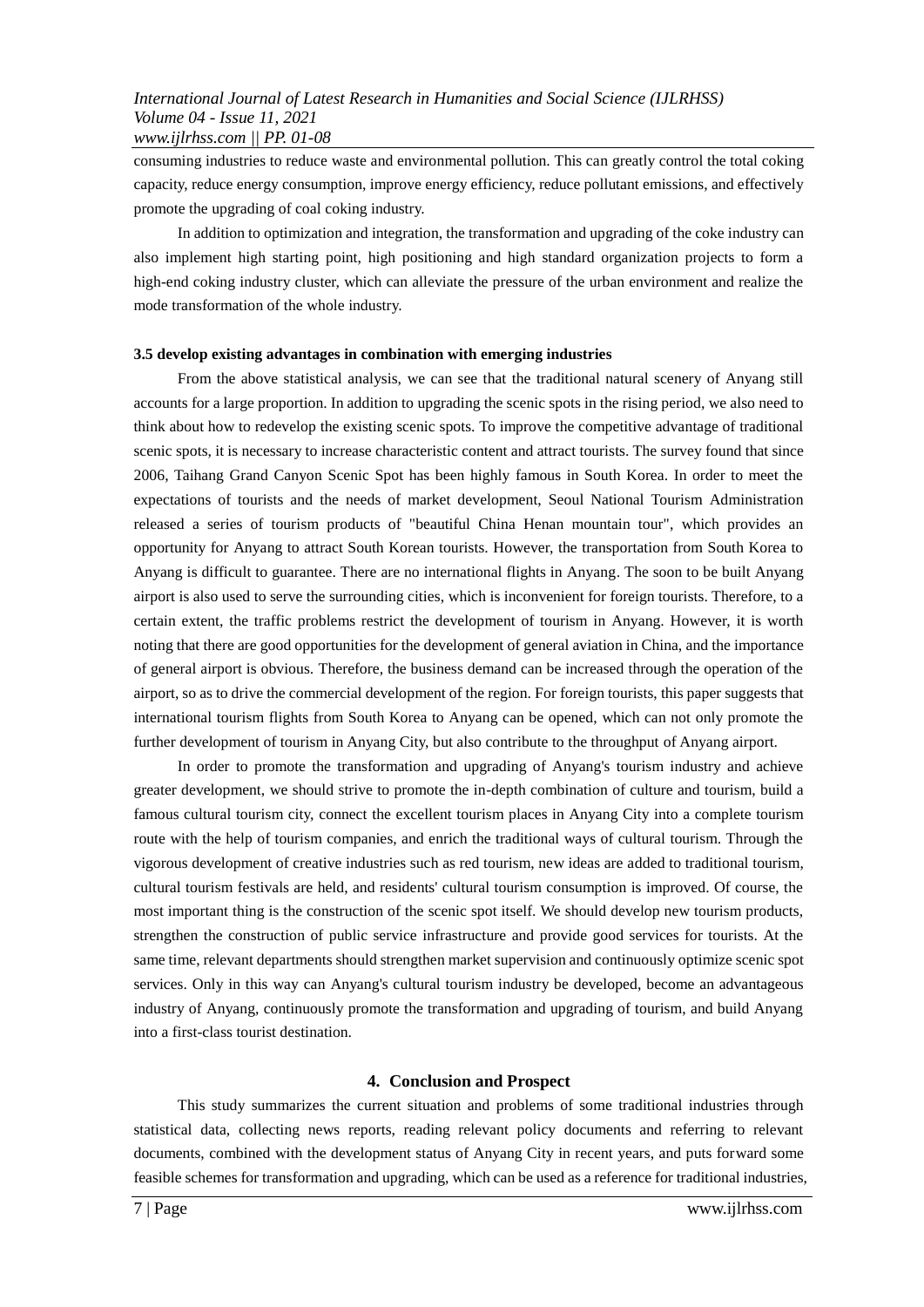consuming industries to reduce waste and environmental pollution. This can greatly control the total coking capacity, reduce energy consumption, improve energy efficiency, reduce pollutant emissions, and effectively promote the upgrading of coal coking industry.

In addition to optimization and integration, the transformation and upgrading of the coke industry can also implement high starting point, high positioning and high standard organization projects to form a high-end coking industry cluster, which can alleviate the pressure of the urban environment and realize the mode transformation of the whole industry.

### 3.5 develop existing advantages in combination with emerging industries

From the above statistical analysis, we can see that the traditional natural scenery of Anyang still accounts for a large proportion. In addition to upgrading the scenic spots in the rising period, we also need to think about how to redevelop the existing scenic spots. To improve the competitive advantage of traditional scenic spots, it is necessary to increase characteristic content and attract tourists. The survey found that since 2006, Taihang Grand Canyon Scenic Spot has been highly famous in South Korea. In order to meet the expectations of tourists and the needs of market development, Seoul National Tourism Administration released a series of tourism products of "beautiful China Henan mountain tour", which provides an opportunity for Anyang to attract South Korean tourists. However, the transportation from South Korea to Anyang is difficult to guarantee. There are no international flights in Anyang. The soon to be built Anyang airport is also used to serve the surrounding cities, which is inconvenient for foreign tourists. Therefore, to a certain extent, the traffic problems restrict the development of tourism in Anyang. However, it is worth noting that there are good opportunities for the development of general aviation in China, and the importance of general airport is obvious. Therefore, the business demand can be increased through the operation of the airport, so as to drive the commercial development of the region. For foreign tourists, this paper suggests that international tourism flights from South Korea to Anyang can be opened, which can not only promote the further development of tourism in Anyang City, but also contribute to the throughput of Anyang airport.

In order to promote the transformation and upgrading of Anyang's tourism industry and achieve greater development, we should strive to promote the in-depth combination of culture and tourism, build a famous cultural tourism city, connect the excellent tourism places in Anyang City into a complete tourism route with the help of tourism companies, and enrich the traditional ways of cultural tourism. Through the vigorous development of creative industries such as red tourism, new ideas are added to traditional tourism, cultural tourism festivals are held, and residents' cultural tourism consumption is improved. Of course, the most important thing is the construction of the scenic spot itself. We should develop new tourism products, strengthen the construction of public service infrastructure and provide good services for tourists. At the same time, relevant departments should strengthen market supervision and continuously optimize scenic spot services. Only in this way can Anyang's cultural tourism industry be developed, become an advantageous industry of Anyang, continuously promote the transformation and upgrading of tourism, and build Anyang into a first-class tourist destination.

## 4. Conclusion and Prospect

This study summarizes the current situation and problems of some traditional industries through statistical data, collecting news reports, reading relevant policy documents and referring to relevant documents, combined with the development status of Anyang City in recent years, and puts forward some feasible schemes for transformation and upgrading, which can be used as a reference for traditional industries,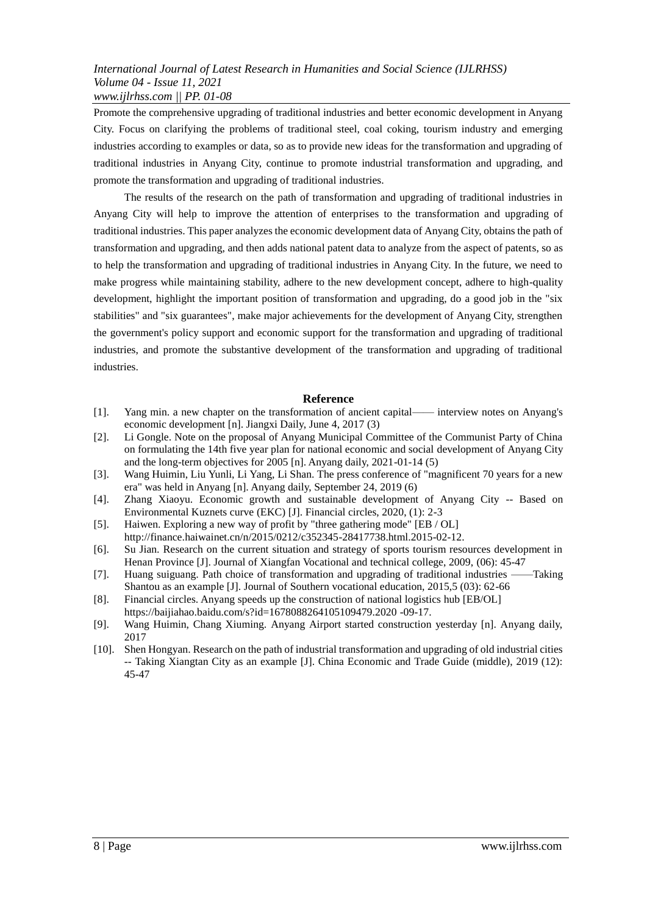Promote the comprehensive upgrading of traditional industries and better economic development in Anyang City. Focus on clarifying the problems of traditional steel, coal coking, tourism industry and emerging industries according to examples or data, so as to provide new ideas for the transformation and upgrading of traditional industries in Anyang City, continue to promote industrial transformation and upgrading, and promote the transformation and upgrading of traditional industries.

The results of the research on the path of transformation and upgrading of traditional industries in Anyang City will help to improve the attention of enterprises to the transformation and upgrading of traditional industries. This paper analyzes the economic development data of Anyang City, obtains the path of transformation and upgrading, and then adds national patent data to analyze from the aspect of patents, so as to help the transformation and upgrading of traditional industries in Anyang City. In the future, we need to make progress while maintaining stability, adhere to the new development concept, adhere to high-quality development, highlight the important position of transformation and upgrading, do a good job in the "six stabilities" and "six guarantees", make major achievements for the development of Anyang City, strengthen the government's policy support and economic support for the transformation and upgrading of traditional industries, and promote the substantive development of the transformation and upgrading of traditional industries.

## Reference

[1]. Yang min. a new chapter on the transformation of ancient capital—— interview notes on Anyang's economic development [n]. Jiangxi Daily, June 4, 2017 (3)

[2]. Li Gongle. Note on the proposal of Anyang Municipal Committee of the Communist Party of China on formulating the 14th five year plan for national economic and social development of Anyang City and the long-term objectives for 2005 [n]. Anyang daily, 2021-01-14 (5)

[3]. Wang Huimin, Liu Yunli, Li Yang, Li Shan. The press conference of "magnificent 70 years for a new era" was held in Anyang [n]. Anyang daily, September 24, 2019 (6)

[4]. Zhang Xiaoyu. Economic growth and sustainable development of Anyang City -- Based on Environmental Kuznets curve (EKC) [J]. Financial circles, 2020, (1): 2-3

[5]. Haiwen. Exploring a new way of profit by "three gathering mode" [EB / OL] http://finance.haiwainet.cn/n/2015/0212/c352345-28417738.html.2015-02-12.

[6]. Su Jian. Research on the current situation and strategy of sports tourism resources development in Henan Province [J]. Journal of Xiangfan Vocational and technical college, 2009, (06): 45-47

[7]. Huang suiguang. Path choice of transformation and upgrading of traditional industries ——Taking Shantou as an example [J]. Journal of Southern vocational education, 2015,5 (03): 62-66

[8]. Financial circles. Anyang speeds up the construction of national logistics hub [EB/OL] https://baijiahao.baidu.com/s?id=1678088264105109479.2020 -09-17.

[9]. Wang Huimin, Chang Xiuming. Anyang Airport started construction yesterday [n]. Anyang daily, 2017

[10]. Shen Hongyan. Research on the path of industrial transformation and upgrading of old industrial cities -- Taking Xiangtan City as an example [J]. China Economic and Trade Guide (middle), 2019 (12): 45-47